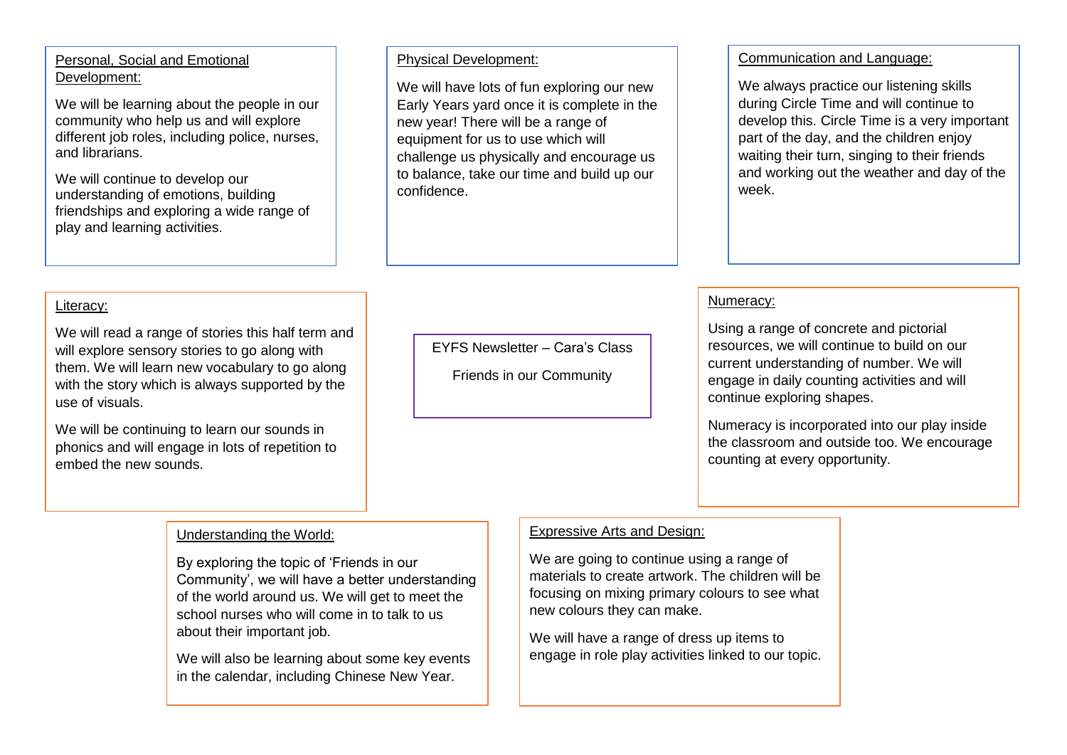# EYFS Newsletter – Cara's Class

Friends in our Community

## Personal, Social and Emotional Development:

We will be learning about the people in our community who help us and will explore different job roles, including police, nurses, and librarians.

We will continue to develop our understanding of emotions, building friendships and exploring a wide range of play and learning activities.

## Physical Development:

We will have lots of fun exploring our new Early Years yard once it is complete in the new year! There will be a range of equipment for us to use which will challenge us physically and encourage us to balance, take our time and build up our confidence.

## Communication and Language:

We always practice our listening skills during Circle Time and will continue to develop this. Circle Time is a very important part of the day, and the children enjoy waiting their turn, singing to their friends and working out the weather and day of the week.

## Literacy:

We will read a range of stories this half term and will explore sensory stories to go along with them. We will learn new vocabulary to go along with the story which is always supported by the use of visuals.

We will be continuing to learn our sounds in phonics and will engage in lots of repetition to embed the new sounds.

## Numeracy:

Using a range of concrete and pictorial resources, we will continue to build on our current understanding of number. We will engage in daily counting activities and will continue exploring shapes.

Numeracy is incorporated into our play inside the classroom and outside too. We encourage counting at every opportunity.

## Understanding the World:

By exploring the topic of 'Friends in our Community', we will have a better understanding of the world around us. We will get to meet the school nurses who will come in to talk to us about their important job.

We will also be learning about some key events in the calendar, including Chinese New Year.

## Expressive Arts and Design:

We are going to continue using a range of materials to create artwork. The children will be focusing on mixing primary colours to see what new colours they can make.

We will have a range of dress up items to engage in role play activities linked to our topic.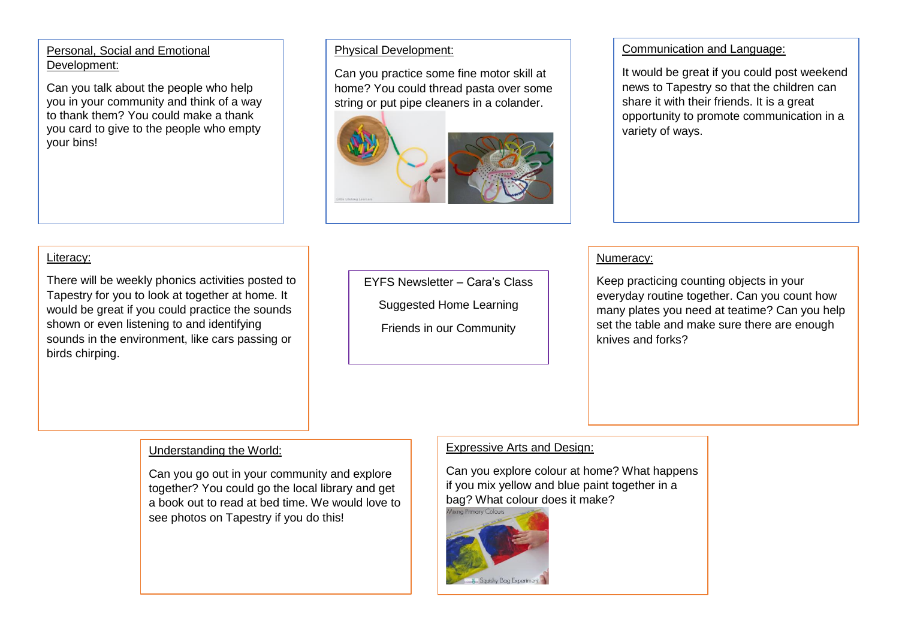# EYFS Newsletter – Cara's Class

Suggested Home Learning

Friends in our Community

## Personal, Social and Emotional Development:

Can you talk about the people who help you in your community and think of a way to thank them? You could make a thank you card to give to the people who empty your bins!

## Physical Development:

Can you practice some fine motor skill at home? You could thread pasta over some string or put pipe cleaners in a colander.

## Communication and Language:

It would be great if you could post weekend news to Tapestry so that the children can share it with their friends. It is a great opportunity to promote communication in a variety of ways.

## Literacy:

There will be weekly phonics activities posted to Tapestry for you to look at together at home. It would be great if you could practice the sounds shown or even listening to and identifying sounds in the environment, like cars passing or birds chirping.

## Numeracy:

Keep practicing counting objects in your everyday routine together. Can you count how many plates you need at teatime? Can you help set the table and make sure there are enough knives and forks?

## Understanding the World:

Can you go out in your community and explore together? You could go the local library and get a book out to read at bed time. We would love to see photos on Tapestry if you do this!

## Expressive Arts and Design:

Can you explore colour at home? What happens if you mix yellow and blue paint together in a bag? What colour does it make?